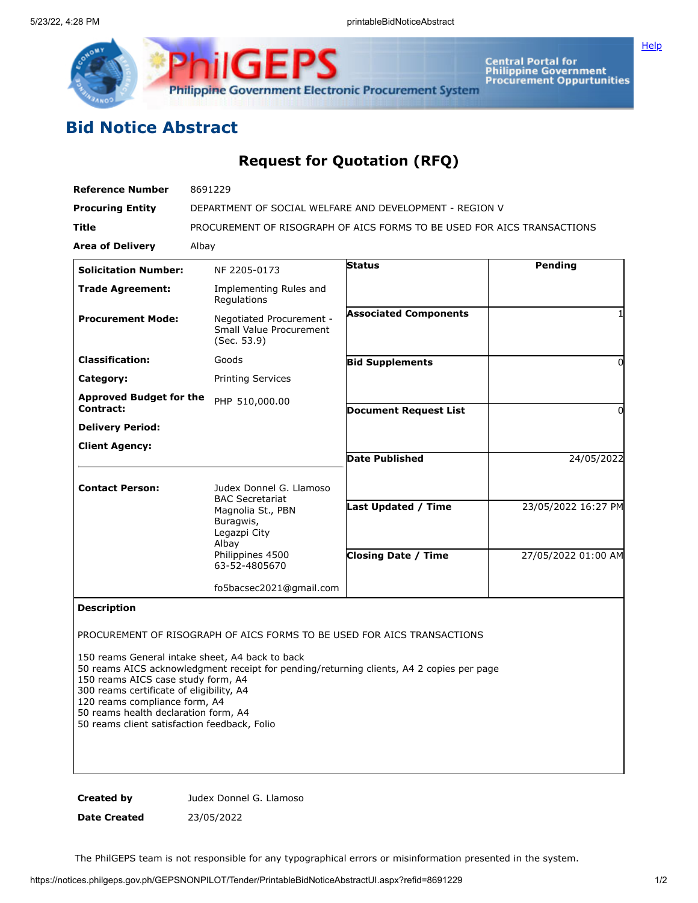# Bid Notice Abstract

## Request for Quotation (RFQ)

| | |
|---|---|
| **Reference Number** | 8691229 |
| **Procuring Entity** | DEPARTMENT OF SOCIAL WELFARE AND DEVELOPMENT - REGION V |
| **Title** | PROCUREMENT OF RISOGRAPH OF AICS FORMS TO BE USED FOR AICS TRANSACTIONS |
| **Area of Delivery** | Albay |

| | | | |
|---|---|---|---|
| **Solicitation Number:** | NF 2205-0173 | **Status** | Pending |
| **Trade Agreement:** | Implementing Rules and Regulations | | |
| **Procurement Mode:** | Negotiated Procurement - Small Value Procurement (Sec. 53.9) | **Associated Components** | 1 |
| **Classification:** | Goods | **Bid Supplements** | 0 |
| **Category:** | Printing Services | | |
| **Approved Budget for the Contract:** | PHP 510,000.00 | **Document Request List** | 0 |
| **Delivery Period:** | | | |
| **Client Agency:** | | **Date Published** | 24/05/2022 |
| **Contact Person:** | Judex Donnel G. Llamoso<br>BAC Secretariat<br>Magnolia St., PBN<br>Buragwis,<br>Legazpi City<br>Albay<br>Philippines 4500<br>63-52-4805670<br><br>fo5bacsec2021@gmail.com | **Last Updated / Time** | 23/05/2022 16:27 PM |
| | | **Closing Date / Time** | 27/05/2022 01:00 AM |

**Description**

PROCUREMENT OF RISOGRAPH OF AICS FORMS TO BE USED FOR AICS TRANSACTIONS

150 reams General intake sheet, A4 back to back
50 reams AICS acknowledgment receipt for pending/returning clients, A4 2 copies per page
150 reams AICS case study form, A4
300 reams certificate of eligibility, A4
120 reams compliance form, A4
50 reams health declaration form, A4
50 reams client satisfaction feedback, Folio

| | |
|---|---|
| **Created by** | Judex Donnel G. Llamoso |
| **Date Created** | 23/05/2022 |

The PhilGEPS team is not responsible for any typographical errors or misinformation presented in the system.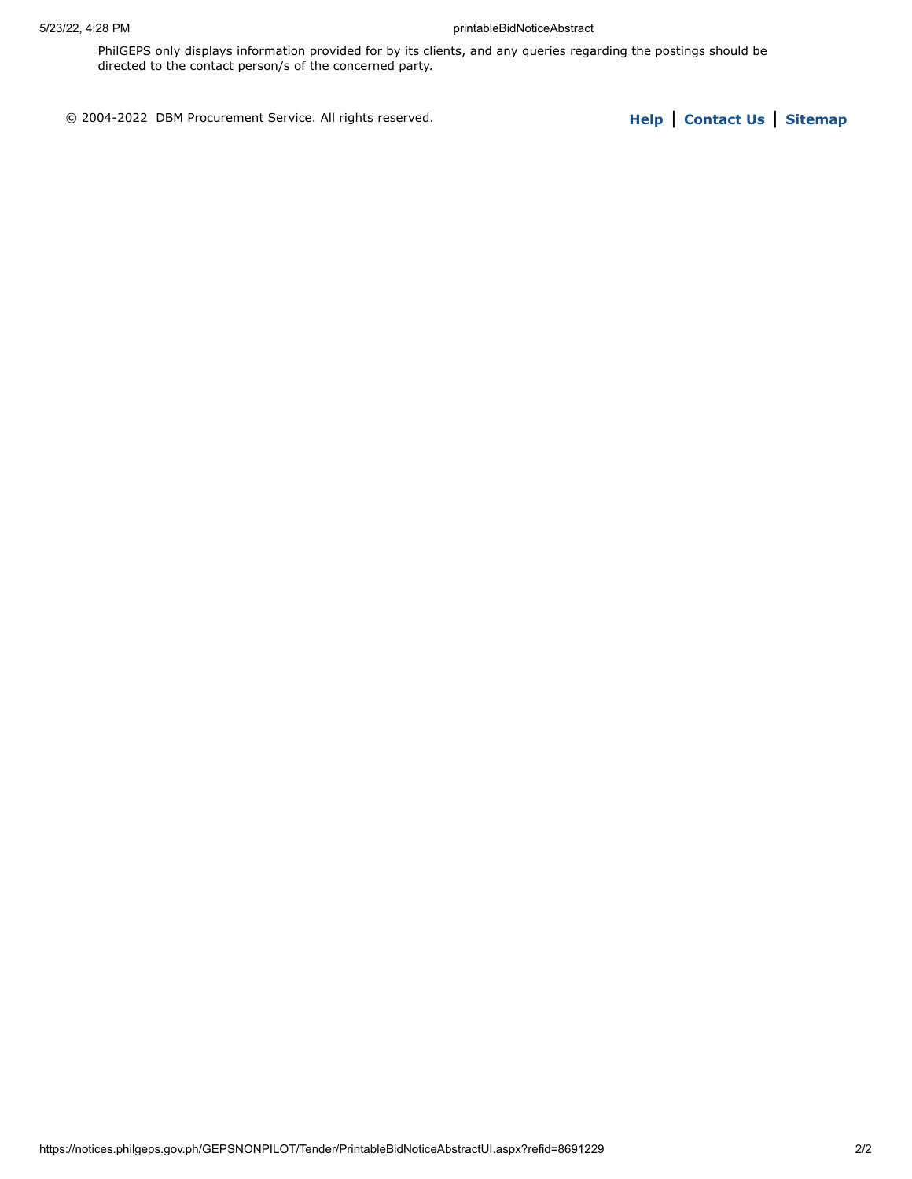PhilGEPS only displays information provided for by its clients, and any queries regarding the postings should be directed to the contact person/s of the concerned party.

© 2004-2022 DBM Procurement Service. All rights reserved.

**Help** | **Contact Us** | **Sitemap**